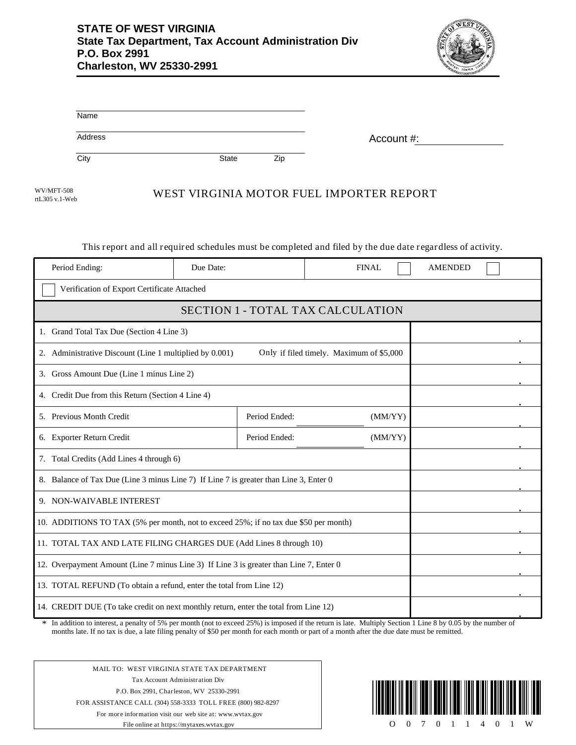**STATE OF WEST VIRGINIA**
**State Tax Department, Tax Account Administration Div**
**P.O. Box 2991**
**Charleston, WV 25330-2991**

Name

Address

City State Zip

Account #:

WV/MFT-508
rtL305 v.1-Web

# WEST VIRGINIA MOTOR FUEL IMPORTER REPORT

This report and all required schedules must be completed and filed by the due date regardless of activity.

| Period Ending: | Due Date: | FINAL ☐ | AMENDED ☐ |
|---|---|---|---|

☐ Verification of Export Certificate Attached

## SECTION 1 - TOTAL TAX CALCULATION

| Line | | | Amount |
|---|---|---|---|
| 1. Grand Total Tax Due (Section 4 Line 3) | | | . |
| 2. Administrative Discount (Line 1 multiplied by 0.001) | Only if filed timely. Maximum of $5,000 | | . |
| 3. Gross Amount Due (Line 1 minus Line 2) | | | . |
| 4. Credit Due from this Return (Section 4 Line 4) | | | . |
| 5. Previous Month Credit | Period Ended: | (MM/YY) | . |
| 6. Exporter Return Credit | Period Ended: | (MM/YY) | . |
| 7. Total Credits (Add Lines 4 through 6) | | | . |
| 8. Balance of Tax Due (Line 3 minus Line 7) If Line 7 is greater than Line 3, Enter 0 | | | . |
| 9. NON-WAIVABLE INTEREST | | | . |
| 10. ADDITIONS TO TAX (5% per month, not to exceed 25%; if no tax due $50 per month) | | | . |
| 11. TOTAL TAX AND LATE FILING CHARGES DUE (Add Lines 8 through 10) | | | . |
| 12. Overpayment Amount (Line 7 minus Line 3) If Line 3 is greater than Line 7, Enter 0 | | | . |
| 13. TOTAL REFUND (To obtain a refund, enter the total from Line 12) | | | . |
| 14. CREDIT DUE (To take credit on next monthly return, enter the total from Line 12) | | | . |

* In addition to interest, a penalty of 5% per month (not to exceed 25%) is imposed if the return is late. Multiply Section 1 Line 8 by 0.05 by the number of months late. If no tax is due, a late filing penalty of $50 per month for each month or part of a month after the due date must be remitted.

MAIL TO: WEST VIRGINIA STATE TAX DEPARTMENT
Tax Account Administration Div
P.O. Box 2991, Charleston, WV 25330-2991
FOR ASSISTANCE CALL (304) 558-3333 TOLL FREE (800) 982-8297
For more information visit our web site at: www.wvtax.gov
File online at https://mytaxes.wvtax.gov

O 0 7 0 1 1 4 0 1 W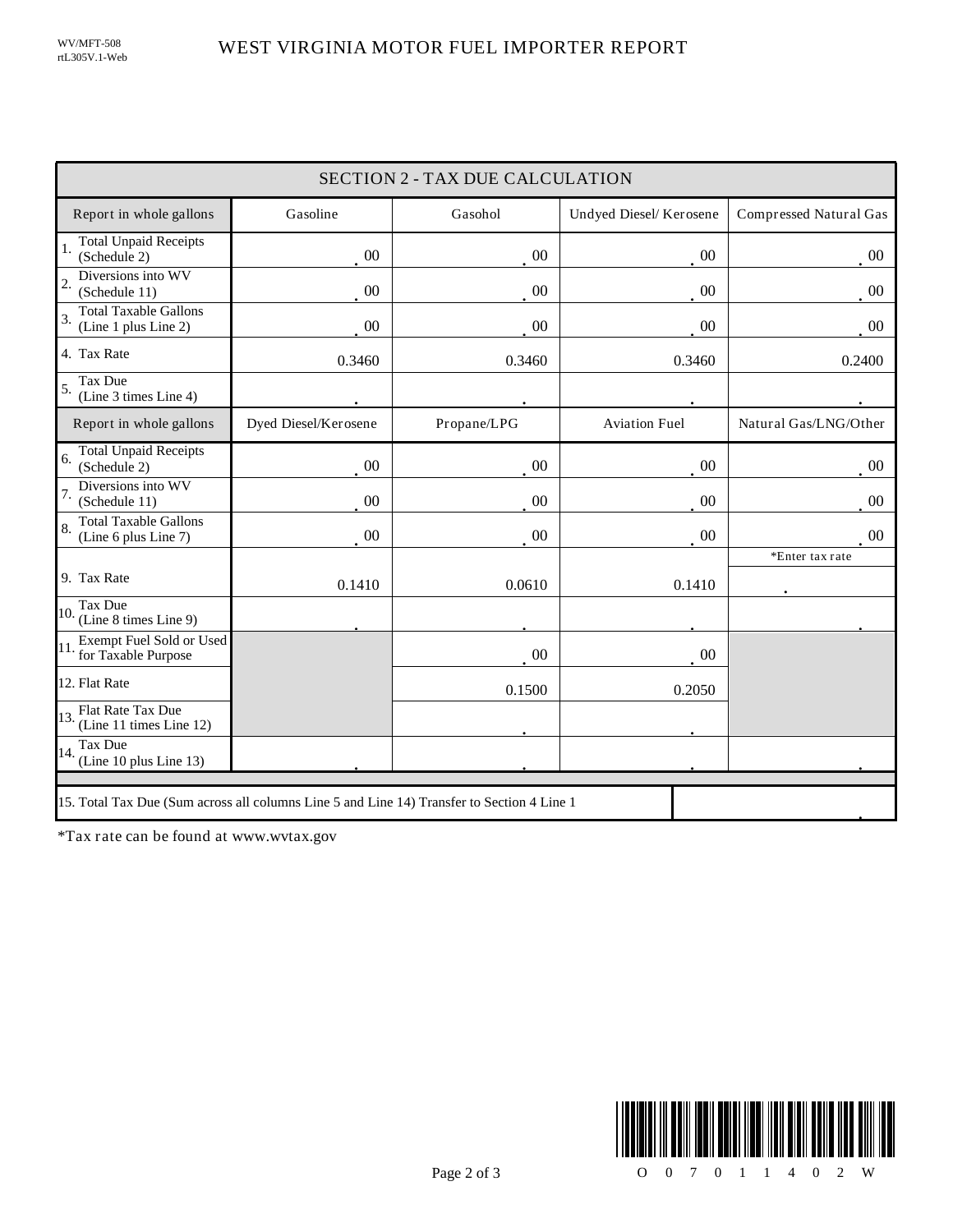WV/MFT-508
rtL305V.1-Web

# WEST VIRGINIA MOTOR FUEL IMPORTER REPORT

## SECTION 2 - TAX DUE CALCULATION

| Report in whole gallons | Gasoline | Gasohol | Undyed Diesel/ Kerosene | Compressed Natural Gas |
|---|---|---|---|---|
| 1. Total Unpaid Receipts (Schedule 2) | .00 | .00 | .00 | .00 |
| 2. Diversions into WV (Schedule 11) | .00 | .00 | .00 | .00 |
| 3. Total Taxable Gallons (Line 1 plus Line 2) | .00 | .00 | .00 | .00 |
| 4. Tax Rate | 0.3460 | 0.3460 | 0.3460 | 0.2400 |
| 5. Tax Due (Line 3 times Line 4) | . | . | . | . |
| **Report in whole gallons** | **Dyed Diesel/Kerosene** | **Propane/LPG** | **Aviation Fuel** | **Natural Gas/LNG/Other** |
| 6. Total Unpaid Receipts (Schedule 2) | .00 | .00 | .00 | .00 |
| 7. Diversions into WV (Schedule 11) | .00 | .00 | .00 | .00 |
| 8. Total Taxable Gallons (Line 6 plus Line 7) | .00 | .00 | .00 | .00 |
| 9. Tax Rate | 0.1410 | 0.0610 | 0.1410 | *Enter tax rate . |
| 10. Tax Due (Line 8 times Line 9) | . | . | . | . |
| 11. Exempt Fuel Sold or Used for Taxable Purpose | | .00 | .00 | |
| 12. Flat Rate | | 0.1500 | 0.2050 | |
| 13. Flat Rate Tax Due (Line 11 times Line 12) | | . | . | |
| 14. Tax Due (Line 10 plus Line 13) | . | . | . | . |

| 15. Total Tax Due (Sum across all columns Line 5 and Line 14) Transfer to Section 4 Line 1 | . |
|---|---|

*Tax rate can be found at www.wvtax.gov

O 0 7 0 1 1 4 0 2 W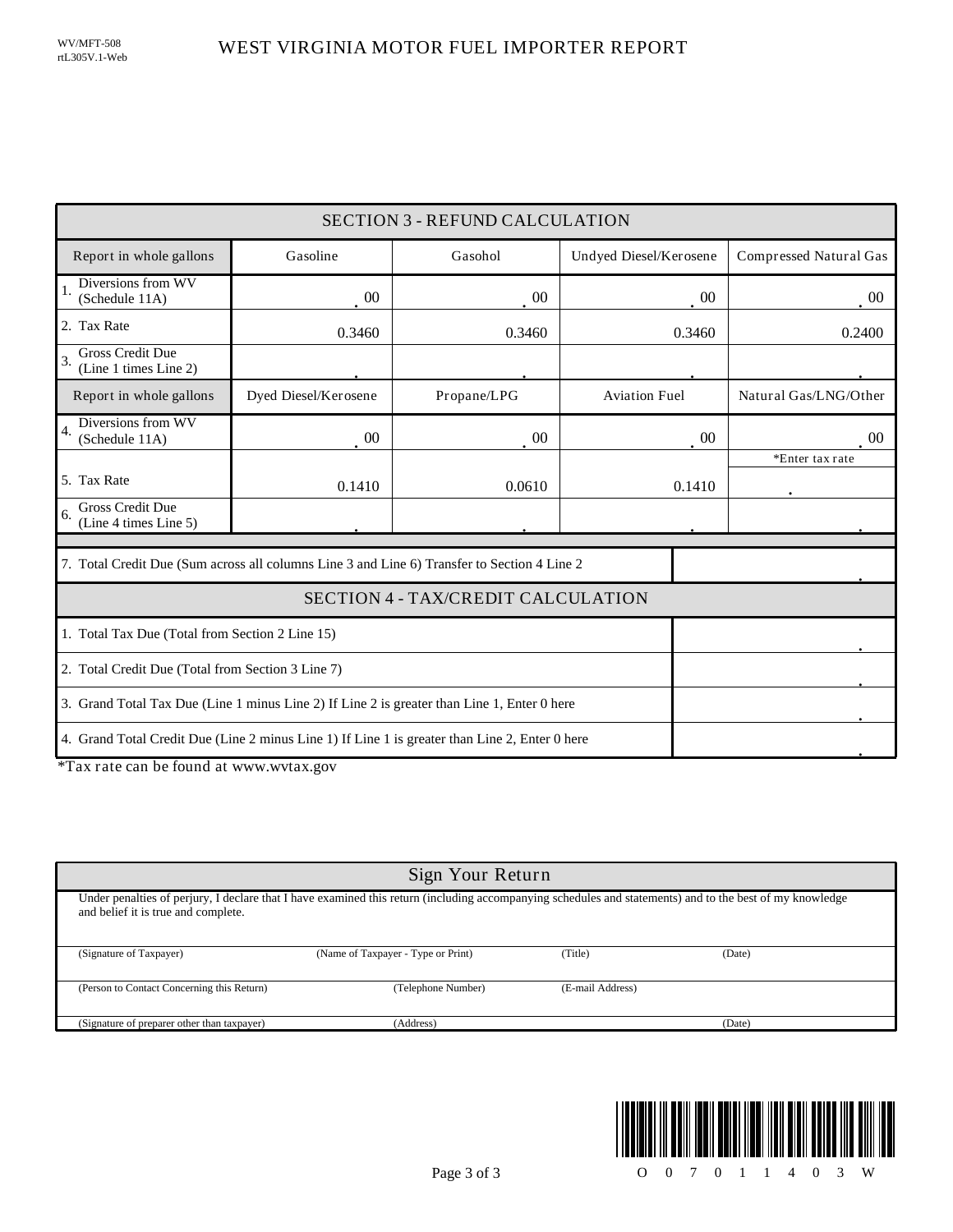WV/MFT-508
rtL305V.1-Web

# WEST VIRGINIA MOTOR FUEL IMPORTER REPORT

## SECTION 3 - REFUND CALCULATION

| Report in whole gallons | Gasoline | Gasohol | Undyed Diesel/Kerosene | Compressed Natural Gas |
|---|---|---|---|---|
| 1. Diversions from WV (Schedule 11A) | .00 | .00 | .00 | .00 |
| 2. Tax Rate | 0.3460 | 0.3460 | 0.3460 | 0.2400 |
| 3. Gross Credit Due (Line 1 times Line 2) | . | . | . | . |
| **Report in whole gallons** | **Dyed Diesel/Kerosene** | **Propane/LPG** | **Aviation Fuel** | **Natural Gas/LNG/Other** |
| 4. Diversions from WV (Schedule 11A) | .00 | .00 | .00 | .00 |
| 5. Tax Rate | 0.1410 | 0.0610 | 0.1410 | *Enter tax rate . |
| 6. Gross Credit Due (Line 4 times Line 5) | . | . | . | . |

| | |
|---|---|
| 7. Total Credit Due (Sum across all columns Line 3 and Line 6) Transfer to Section 4 Line 2 | . |

## SECTION 4 - TAX/CREDIT CALCULATION

| | |
|---|---|
| 1. Total Tax Due (Total from Section 2 Line 15) | . |
| 2. Total Credit Due (Total from Section 3 Line 7) | . |
| 3. Grand Total Tax Due (Line 1 minus Line 2) If Line 2 is greater than Line 1, Enter 0 here | . |
| 4. Grand Total Credit Due (Line 2 minus Line 1) If Line 1 is greater than Line 2, Enter 0 here | . |

*Tax rate can be found at www.wvtax.gov

## Sign Your Return

Under penalties of perjury, I declare that I have examined this return (including accompanying schedules and statements) and to the best of my knowledge and belief it is true and complete.

| | | | |
|---|---|---|---|
| (Signature of Taxpayer) | (Name of Taxpayer - Type or Print) | (Title) | (Date) |
| (Person to Contact Concerning this Return) | (Telephone Number) | (E-mail Address) | |
| (Signature of preparer other than taxpayer) | (Address) | | (Date) |

O 0 7 0 1 1 4 0 3 W